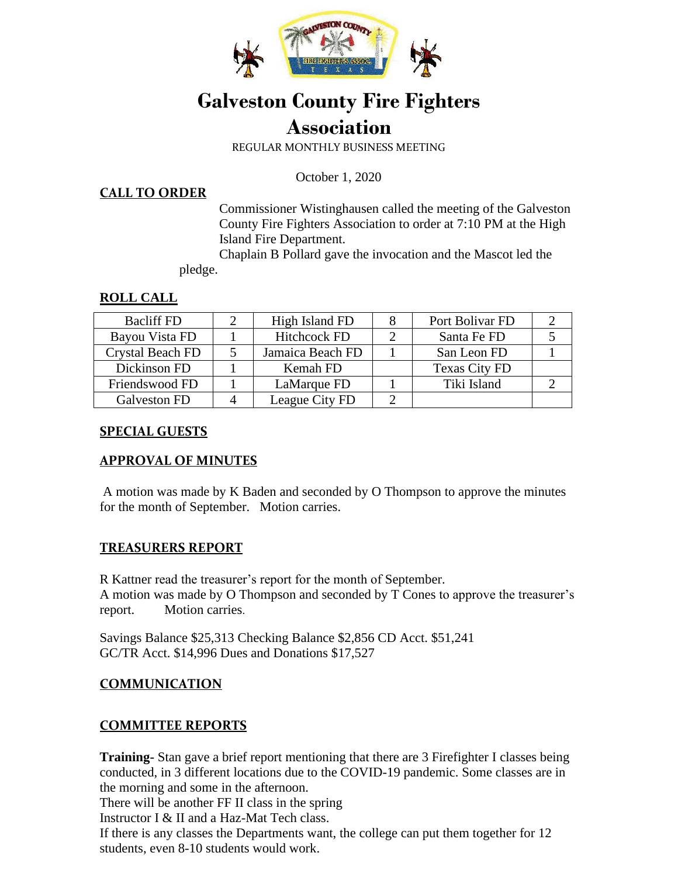# Galveston County Fire Fighters Association

REGULAR MONTHLY BUSINESS MEETING

October 1, 2020

**CALL TO ORDER**

Commissioner Wistinghausen called the meeting of the Galveston County Fire Fighters Association to order at 7:10 PM at the High Island Fire Department.

Chaplain B Pollard gave the invocation and the Mascot led the pledge.

**ROLL CALL**

| Bacliff FD | 2 | High Island FD | 8 | Port Bolivar FD | 2 |
|---|---|---|---|---|---|
| Bayou Vista FD | 1 | Hitchcock FD | 2 | Santa Fe FD | 5 |
| Crystal Beach FD | 5 | Jamaica Beach FD | 1 | San Leon FD | 1 |
| Dickinson FD | 1 | Kemah FD | | Texas City FD | |
| Friendswood FD | 1 | LaMarque FD | 1 | Tiki Island | 2 |
| Galveston FD | 4 | League City FD | 2 | | |

**SPECIAL GUESTS**

**APPROVAL OF MINUTES**

A motion was made by K Baden and seconded by O Thompson to approve the minutes for the month of September. Motion carries.

**TREASURERS REPORT**

R Kattner read the treasurer's report for the month of September.
A motion was made by O Thompson and seconded by T Cones to approve the treasurer's report. Motion carries.

Savings Balance $25,313 Checking Balance $2,856 CD Acct. $51,241
GC/TR Acct. $14,996 Dues and Donations $17,527

**COMMUNICATION**

**COMMITTEE REPORTS**

**Training-** Stan gave a brief report mentioning that there are 3 Firefighter I classes being conducted, in 3 different locations due to the COVID-19 pandemic. Some classes are in the morning and some in the afternoon.
There will be another FF II class in the spring
Instructor I & II and a Haz-Mat Tech class.
If there is any classes the Departments want, the college can put them together for 12 students, even 8-10 students would work.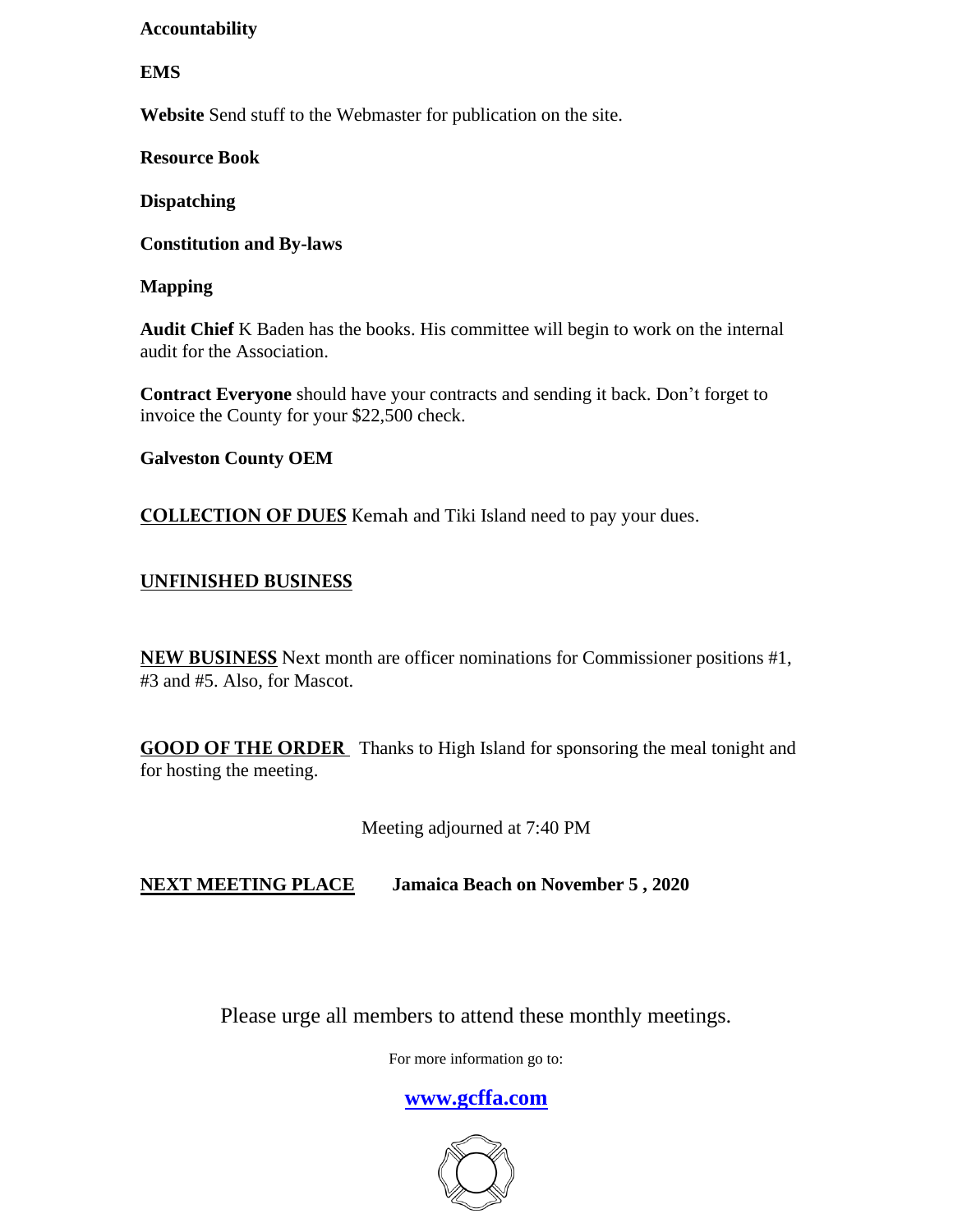**Accountability**

**EMS**

**Website** Send stuff to the Webmaster for publication on the site.

**Resource Book**

**Dispatching**

**Constitution and By-laws**

**Mapping**

**Audit Chief** K Baden has the books. His committee will begin to work on the internal audit for the Association.

**Contract Everyone** should have your contracts and sending it back. Don't forget to invoice the County for your $22,500 check.

**Galveston County OEM**

**COLLECTION OF DUES** Kemah and Tiki Island need to pay your dues.

**UNFINISHED BUSINESS**

**NEW BUSINESS** Next month are officer nominations for Commissioner positions #1, #3 and #5. Also, for Mascot.

**GOOD OF THE ORDER** Thanks to High Island for sponsoring the meal tonight and for hosting the meeting.

Meeting adjourned at 7:40 PM

**NEXT MEETING PLACE** **Jamaica Beach on November 5 , 2020**

Please urge all members to attend these monthly meetings.

For more information go to:

**www.gcffa.com**